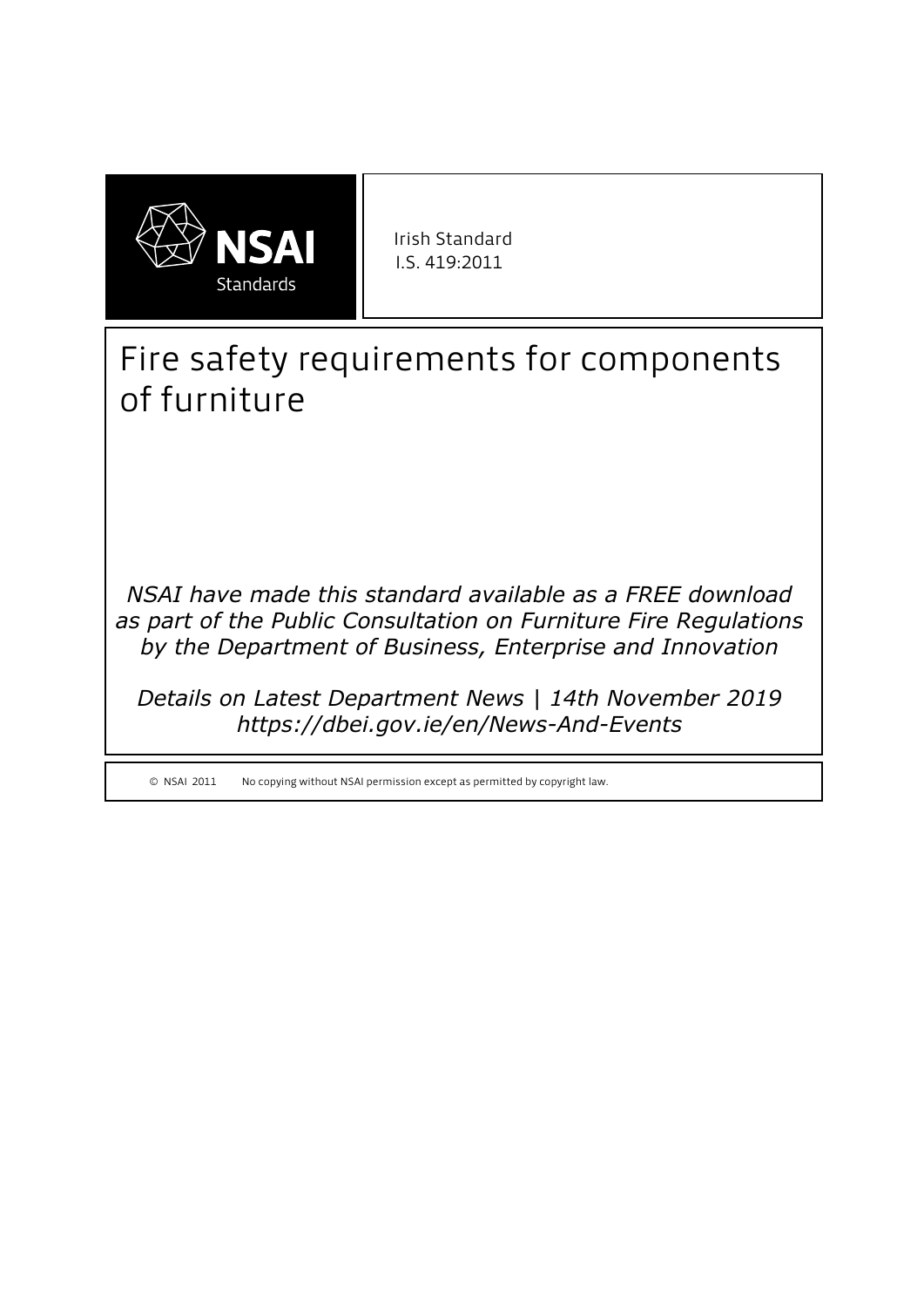NSAI

Standards

Irish Standard
I.S. 419:2011

# Fire safety requirements for components of furniture

*NSAI have made this standard available as a FREE download as part of the Public Consultation on Furniture Fire Regulations by the Department of Business, Enterprise and Innovation*

*Details on Latest Department News | 14th November 2019*
*https://dbei.gov.ie/en/News-And-Events*

© NSAI 2011 No copying without NSAI permission except as permitted by copyright law.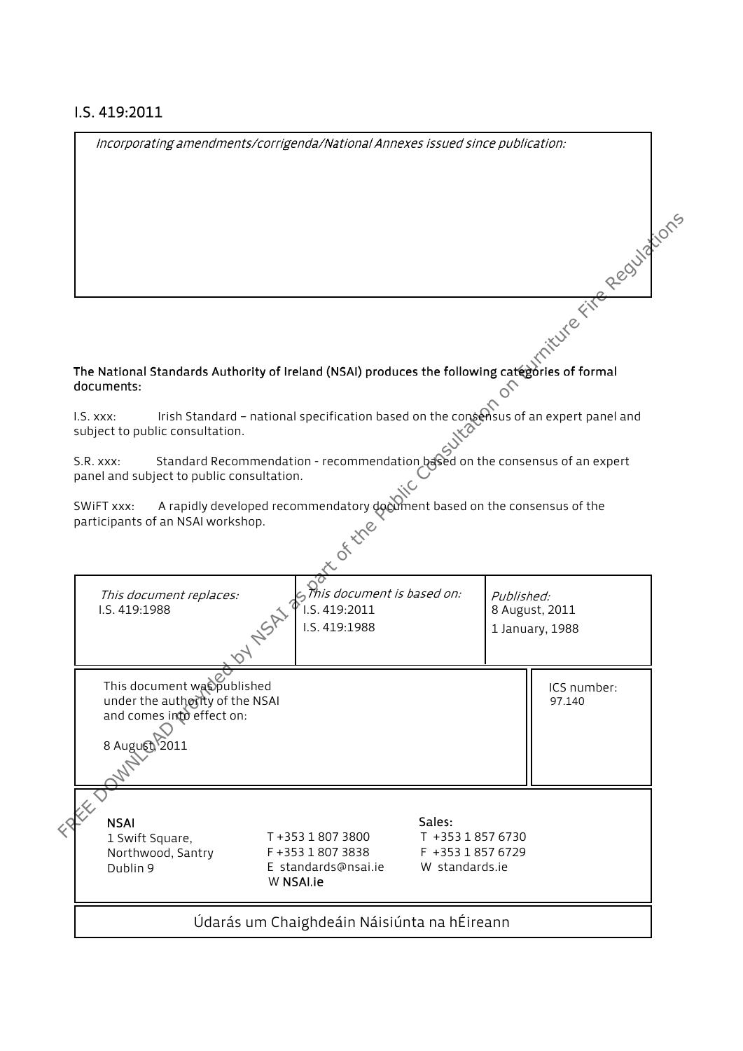# I.S. 419:2011

| *Incorporating amendments/corrigenda/National Annexes issued since publication:* |
| --- |
| |

**The National Standards Authority of Ireland (NSAI) produces the following categories of formal documents:**

I.S. xxx: Irish Standard – national specification based on the consensus of an expert panel and subject to public consultation.

S.R. xxx: Standard Recommendation - recommendation based on the consensus of an expert panel and subject to public consultation.

SWiFT xxx: A rapidly developed recommendatory document based on the consensus of the participants of an NSAI workshop.

| *This document replaces:* | *This document is based on:* | *Published:* |
| --- | --- | --- |
| I.S. 419:1988 | I.S. 419:2011 | 8 August, 2011 |
| | I.S. 419:1988 | 1 January, 1988 |

| This document was published under the authority of the NSAI and comes into effect on: | ICS number: |
| --- | --- |
| 8 August, 2011 | 97.140 |

**NSAI**
1 Swift Square,
Northwood, Santry
Dublin 9

T +353 1 807 3800
F +353 1 807 3838
E standards@nsai.ie
W **NSAI.ie**

**Sales:**
T +353 1 857 6730
F +353 1 857 6729
W standards.ie

Údarás um Chaighdeáin Náisiúnta na hÉireann

FREE DOWNLOAD provided by NSAI as part of the Public Consultation on Furniture Fire Regulations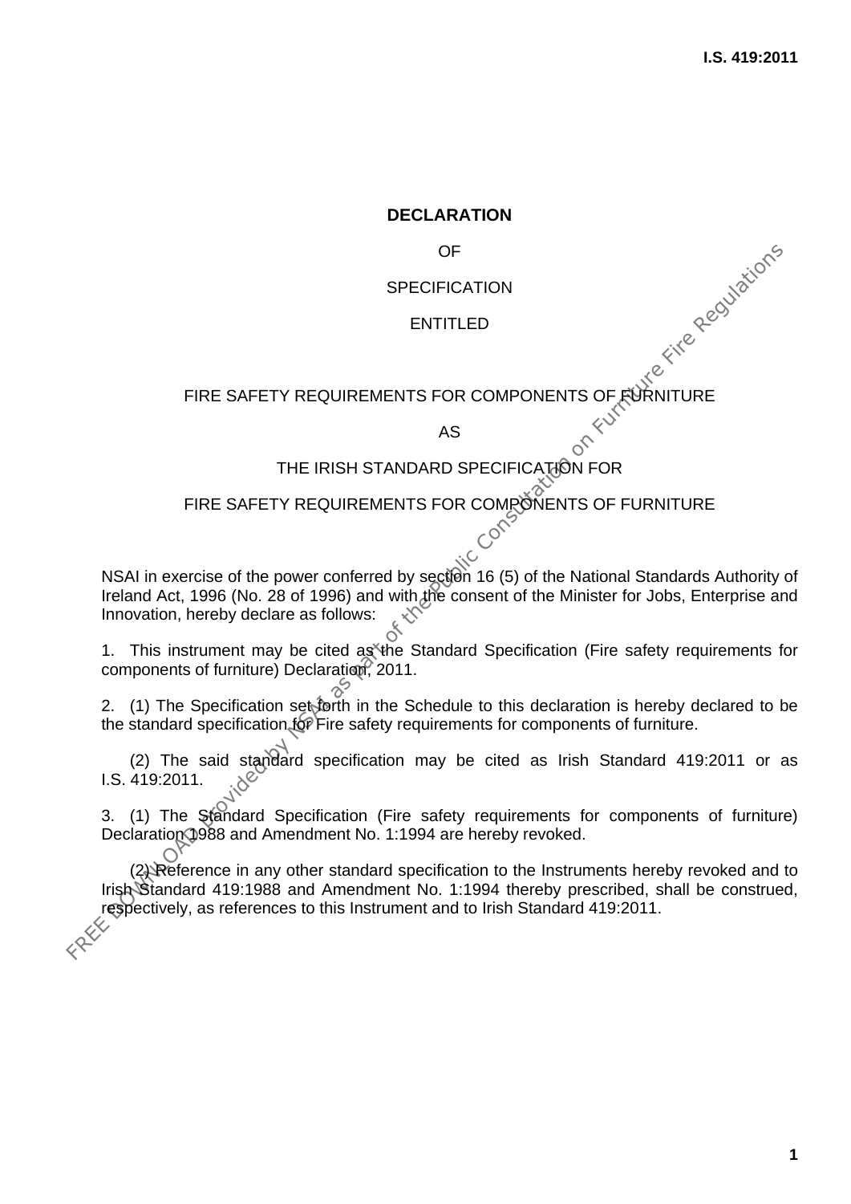**DECLARATION**

OF

SPECIFICATION

ENTITLED

FIRE SAFETY REQUIREMENTS FOR COMPONENTS OF FURNITURE

AS

THE IRISH STANDARD SPECIFICATION FOR

FIRE SAFETY REQUIREMENTS FOR COMPONENTS OF FURNITURE

NSAI in exercise of the power conferred by section 16 (5) of the National Standards Authority of Ireland Act, 1996 (No. 28 of 1996) and with the consent of the Minister for Jobs, Enterprise and Innovation, hereby declare as follows:

1. This instrument may be cited as the Standard Specification (Fire safety requirements for components of furniture) Declaration, 2011.

2. (1) The Specification set forth in the Schedule to this declaration is hereby declared to be the standard specification for Fire safety requirements for components of furniture.

(2) The said standard specification may be cited as Irish Standard 419:2011 or as I.S. 419:2011.

3. (1) The Standard Specification (Fire safety requirements for components of furniture) Declaration 1988 and Amendment No. 1:1994 are hereby revoked.

(2) Reference in any other standard specification to the Instruments hereby revoked and to Irish Standard 419:1988 and Amendment No. 1:1994 thereby prescribed, shall be construed, respectively, as references to this Instrument and to Irish Standard 419:2011.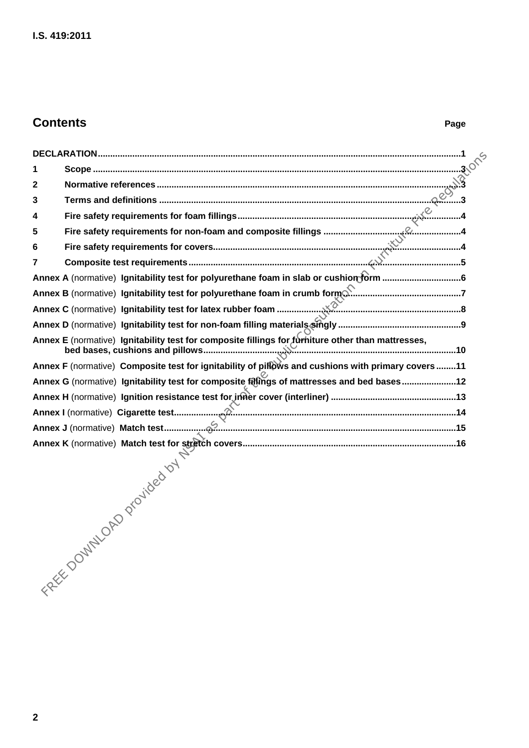## Contents

| | | Page |
|---|---|---|
| **DECLARATION** | | 1 |
| 1 | **Scope** | 3 |
| 2 | **Normative references** | 3 |
| 3 | **Terms and definitions** | 3 |
| 4 | **Fire safety requirements for foam fillings** | 4 |
| 5 | **Fire safety requirements for non-foam and composite fillings** | 4 |
| 6 | **Fire safety requirements for covers** | 4 |
| 7 | **Composite test requirements** | 5 |
| **Annex A** (normative) | **Ignitability test for polyurethane foam in slab or cushion form** | 6 |
| **Annex B** (normative) | **Ignitability test for polyurethane foam in crumb form** | 7 |
| **Annex C** (normative) | **Ignitability test for latex rubber foam** | 8 |
| **Annex D** (normative) | **Ignitability test for non-foam filling materials singly** | 9 |
| **Annex E** (normative) | **Ignitability test for composite fillings for furniture other than mattresses, bed bases, cushions and pillows** | 10 |
| **Annex F** (normative) | **Composite test for ignitability of pillows and cushions with primary covers** | 11 |
| **Annex G** (normative) | **Ignitability test for composite fillings of mattresses and bed bases** | 12 |
| **Annex H** (normative) | **Ignition resistance test for inner cover (interliner)** | 13 |
| **Annex I** (normative) | **Cigarette test** | 14 |
| **Annex J** (normative) | **Match test** | 15 |
| **Annex K** (normative) | **Match test for stretch covers** | 16 |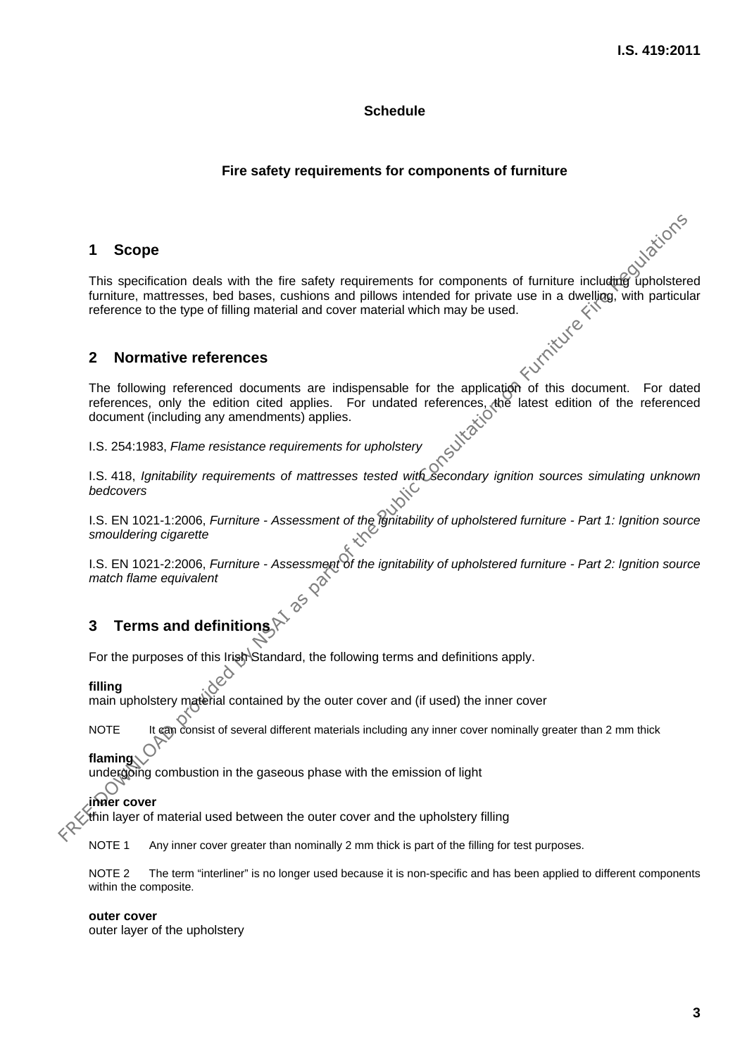**Schedule**

**Fire safety requirements for components of furniture**

## 1 Scope

This specification deals with the fire safety requirements for components of furniture including upholstered furniture, mattresses, bed bases, cushions and pillows intended for private use in a dwelling, with particular reference to the type of filling material and cover material which may be used.

## 2 Normative references

The following referenced documents are indispensable for the application of this document. For dated references, only the edition cited applies. For undated references, the latest edition of the referenced document (including any amendments) applies.

I.S. 254:1983, *Flame resistance requirements for upholstery*

I.S. 418, *Ignitability requirements of mattresses tested with secondary ignition sources simulating unknown bedcovers*

I.S. EN 1021-1:2006, *Furniture - Assessment of the ignitability of upholstered furniture - Part 1: Ignition source smouldering cigarette*

I.S. EN 1021-2:2006, *Furniture - Assessment of the ignitability of upholstered furniture - Part 2: Ignition source match flame equivalent*

## 3 Terms and definitions

For the purposes of this Irish Standard, the following terms and definitions apply.

**filling**
main upholstery material contained by the outer cover and (if used) the inner cover

NOTE It can consist of several different materials including any inner cover nominally greater than 2 mm thick

**flaming**
undergoing combustion in the gaseous phase with the emission of light

**inner cover**
thin layer of material used between the outer cover and the upholstery filling

NOTE 1 Any inner cover greater than nominally 2 mm thick is part of the filling for test purposes.

NOTE 2 The term "interliner" is no longer used because it is non-specific and has been applied to different components within the composite.

**outer cover**
outer layer of the upholstery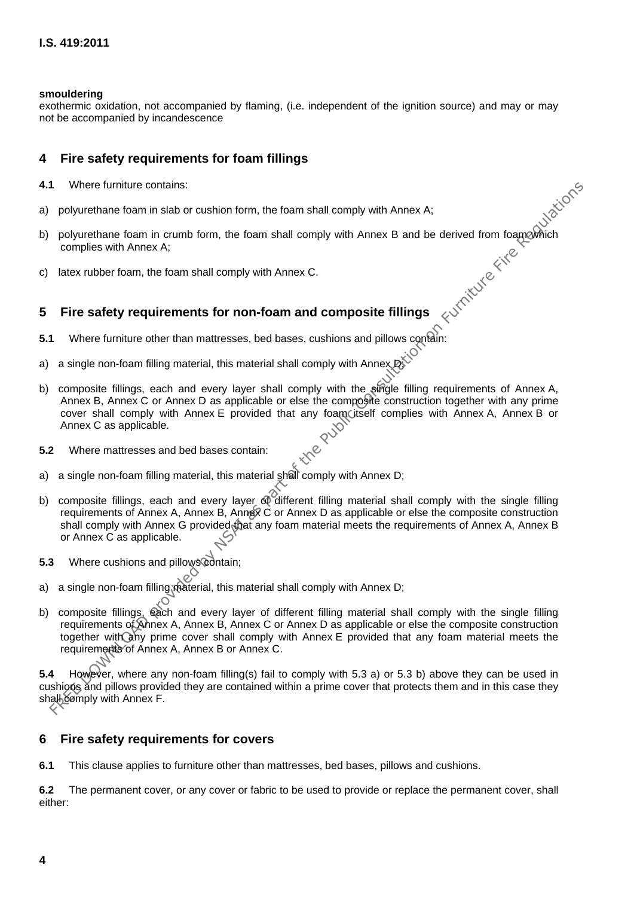**smouldering**
exothermic oxidation, not accompanied by flaming, (i.e. independent of the ignition source) and may or may not be accompanied by incandescence

## 4 Fire safety requirements for foam fillings

**4.1** Where furniture contains:

a) polyurethane foam in slab or cushion form, the foam shall comply with Annex A;

b) polyurethane foam in crumb form, the foam shall comply with Annex B and be derived from foam which complies with Annex A;

c) latex rubber foam, the foam shall comply with Annex C.

## 5 Fire safety requirements for non-foam and composite fillings

**5.1** Where furniture other than mattresses, bed bases, cushions and pillows contain:

a) a single non-foam filling material, this material shall comply with Annex D;

b) composite fillings, each and every layer shall comply with the single filling requirements of Annex A, Annex B, Annex C or Annex D as applicable or else the composite construction together with any prime cover shall comply with Annex E provided that any foam itself complies with Annex A, Annex B or Annex C as applicable.

**5.2** Where mattresses and bed bases contain:

a) a single non-foam filling material, this material shall comply with Annex D;

b) composite fillings, each and every layer of different filling material shall comply with the single filling requirements of Annex A, Annex B, Annex C or Annex D as applicable or else the composite construction shall comply with Annex G provided that any foam material meets the requirements of Annex A, Annex B or Annex C as applicable.

**5.3** Where cushions and pillows contain;

a) a single non-foam filling material, this material shall comply with Annex D;

b) composite fillings, each and every layer of different filling material shall comply with the single filling requirements of Annex A, Annex B, Annex C or Annex D as applicable or else the composite construction together with any prime cover shall comply with Annex E provided that any foam material meets the requirements of Annex A, Annex B or Annex C.

**5.4** However, where any non-foam filling(s) fail to comply with 5.3 a) or 5.3 b) above they can be used in cushions and pillows provided they are contained within a prime cover that protects them and in this case they shall comply with Annex F.

## 6 Fire safety requirements for covers

**6.1** This clause applies to furniture other than mattresses, bed bases, pillows and cushions.

**6.2** The permanent cover, or any cover or fabric to be used to provide or replace the permanent cover, shall either: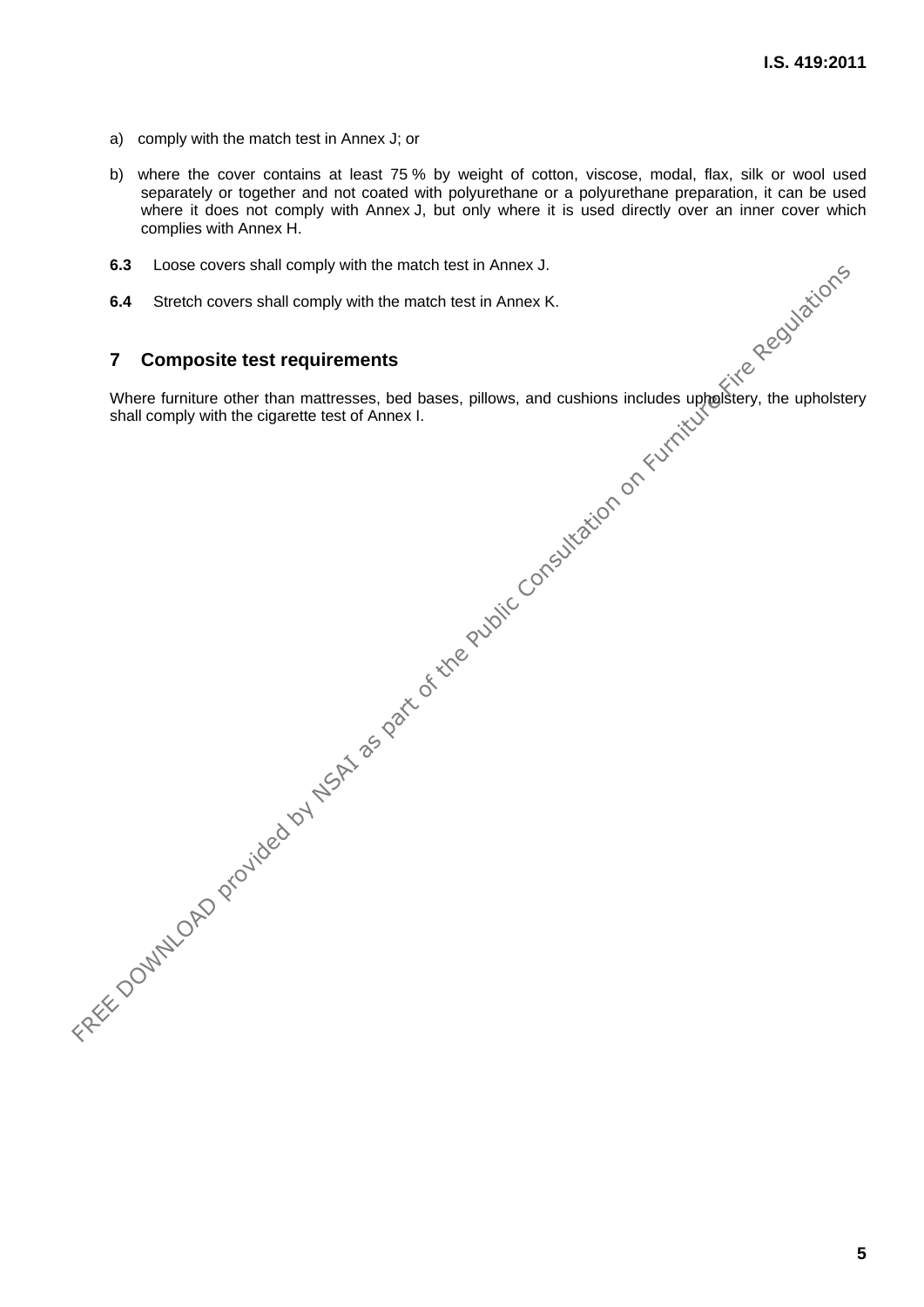a) comply with the match test in Annex J; or

b) where the cover contains at least 75 % by weight of cotton, viscose, modal, flax, silk or wool used separately or together and not coated with polyurethane or a polyurethane preparation, it can be used where it does not comply with Annex J, but only where it is used directly over an inner cover which complies with Annex H.

**6.3** Loose covers shall comply with the match test in Annex J.

**6.4** Stretch covers shall comply with the match test in Annex K.

## 7 Composite test requirements

Where furniture other than mattresses, bed bases, pillows, and cushions includes upholstery, the upholstery shall comply with the cigarette test of Annex I.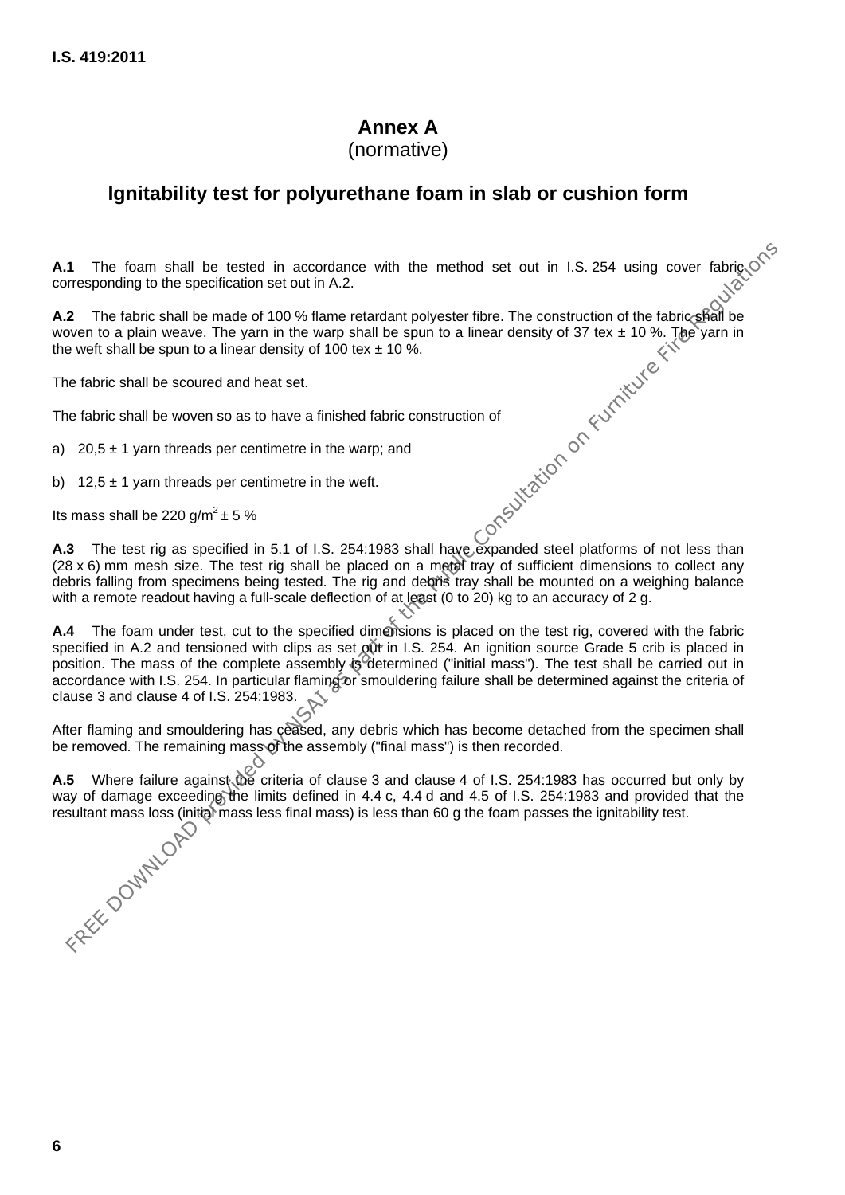# Annex A
(normative)

## Ignitability test for polyurethane foam in slab or cushion form

**A.1** The foam shall be tested in accordance with the method set out in I.S. 254 using cover fabric corresponding to the specification set out in A.2.

**A.2** The fabric shall be made of 100 % flame retardant polyester fibre. The construction of the fabric shall be woven to a plain weave. The yarn in the warp shall be spun to a linear density of 37 tex ± 10 %. The yarn in the weft shall be spun to a linear density of 100 tex ± 10 %.

The fabric shall be scoured and heat set.

The fabric shall be woven so as to have a finished fabric construction of

a) 20,5 ± 1 yarn threads per centimetre in the warp; and

b) 12,5 ± 1 yarn threads per centimetre in the weft.

Its mass shall be 220 g/m$^2$ ± 5 %

**A.3** The test rig as specified in 5.1 of I.S. 254:1983 shall have expanded steel platforms of not less than (28 x 6) mm mesh size. The test rig shall be placed on a metal tray of sufficient dimensions to collect any debris falling from specimens being tested. The rig and debris tray shall be mounted on a weighing balance with a remote readout having a full-scale deflection of at least (0 to 20) kg to an accuracy of 2 g.

**A.4** The foam under test, cut to the specified dimensions is placed on the test rig, covered with the fabric specified in A.2 and tensioned with clips as set out in I.S. 254. An ignition source Grade 5 crib is placed in position. The mass of the complete assembly is determined ("initial mass"). The test shall be carried out in accordance with I.S. 254. In particular flaming or smouldering failure shall be determined against the criteria of clause 3 and clause 4 of I.S. 254:1983.

After flaming and smouldering has ceased, any debris which has become detached from the specimen shall be removed. The remaining mass of the assembly ("final mass") is then recorded.

**A.5** Where failure against the criteria of clause 3 and clause 4 of I.S. 254:1983 has occurred but only by way of damage exceeding the limits defined in 4.4 c, 4.4 d and 4.5 of I.S. 254:1983 and provided that the resultant mass loss (initial mass less final mass) is less than 60 g the foam passes the ignitability test.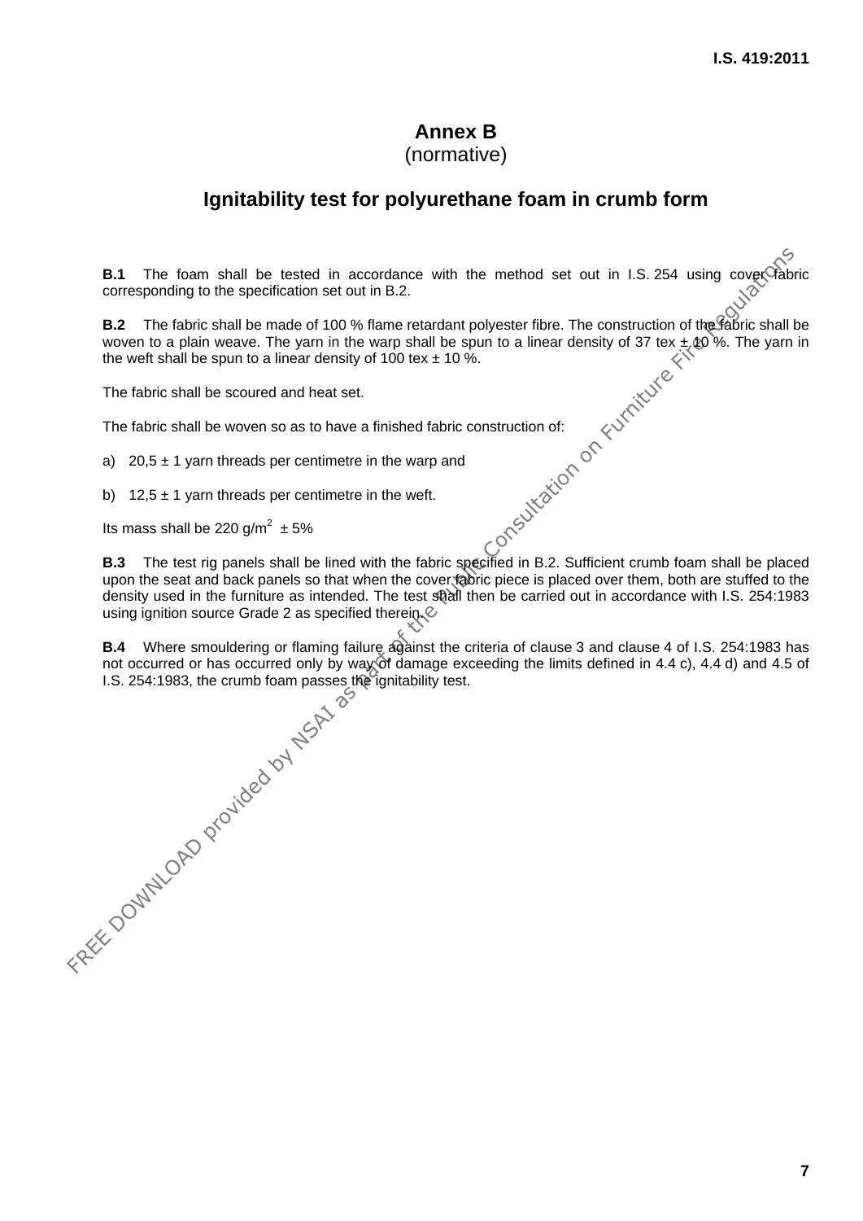# Annex B
(normative)

## Ignitability test for polyurethane foam in crumb form

**B.1** The foam shall be tested in accordance with the method set out in I.S. 254 using cover fabric corresponding to the specification set out in B.2.

**B.2** The fabric shall be made of 100 % flame retardant polyester fibre. The construction of the fabric shall be woven to a plain weave. The yarn in the warp shall be spun to a linear density of 37 tex ± 10 %. The yarn in the weft shall be spun to a linear density of 100 tex ± 10 %.

The fabric shall be scoured and heat set.

The fabric shall be woven so as to have a finished fabric construction of:

a) 20,5 ± 1 yarn threads per centimetre in the warp and

b) 12,5 ± 1 yarn threads per centimetre in the weft.

Its mass shall be 220 g/m$^2$ ± 5%

**B.3** The test rig panels shall be lined with the fabric specified in B.2. Sufficient crumb foam shall be placed upon the seat and back panels so that when the cover fabric piece is placed over them, both are stuffed to the density used in the furniture as intended. The test shall then be carried out in accordance with I.S. 254:1983 using ignition source Grade 2 as specified therein.

**B.4** Where smouldering or flaming failure against the criteria of clause 3 and clause 4 of I.S. 254:1983 has not occurred or has occurred only by way of damage exceeding the limits defined in 4.4 c), 4.4 d) and 4.5 of I.S. 254:1983, the crumb foam passes the ignitability test.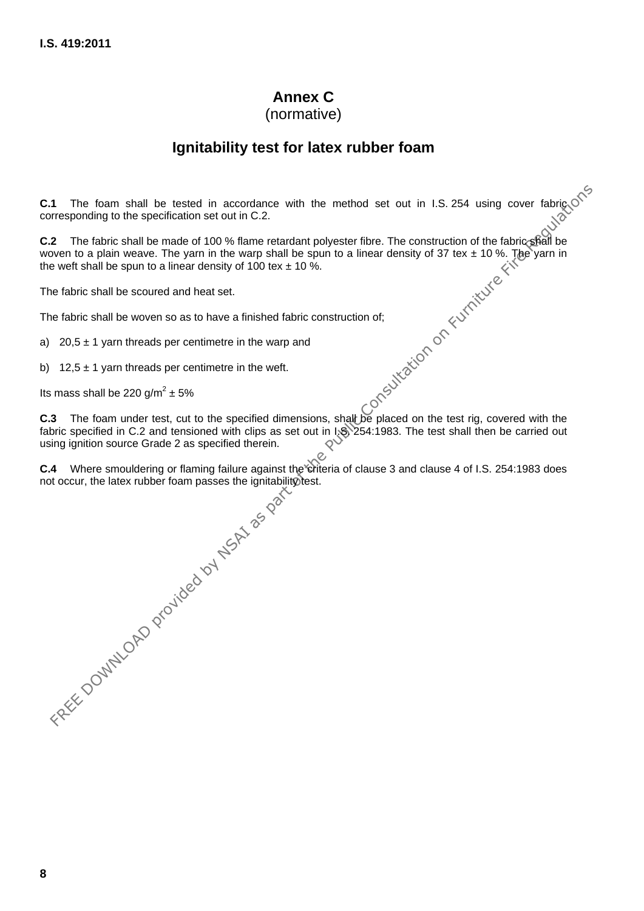# Annex C
(normative)

## Ignitability test for latex rubber foam

**C.1** The foam shall be tested in accordance with the method set out in I.S. 254 using cover fabric corresponding to the specification set out in C.2.

**C.2** The fabric shall be made of 100 % flame retardant polyester fibre. The construction of the fabric shall be woven to a plain weave. The yarn in the warp shall be spun to a linear density of 37 tex ± 10 %. The yarn in the weft shall be spun to a linear density of 100 tex ± 10 %.

The fabric shall be scoured and heat set.

The fabric shall be woven so as to have a finished fabric construction of;

a) 20,5 ± 1 yarn threads per centimetre in the warp and

b) 12,5 ± 1 yarn threads per centimetre in the weft.

Its mass shall be 220 g/m$^2$ ± 5%

**C.3** The foam under test, cut to the specified dimensions, shall be placed on the test rig, covered with the fabric specified in C.2 and tensioned with clips as set out in I.S. 254:1983. The test shall then be carried out using ignition source Grade 2 as specified therein.

**C.4** Where smouldering or flaming failure against the criteria of clause 3 and clause 4 of I.S. 254:1983 does not occur, the latex rubber foam passes the ignitability test.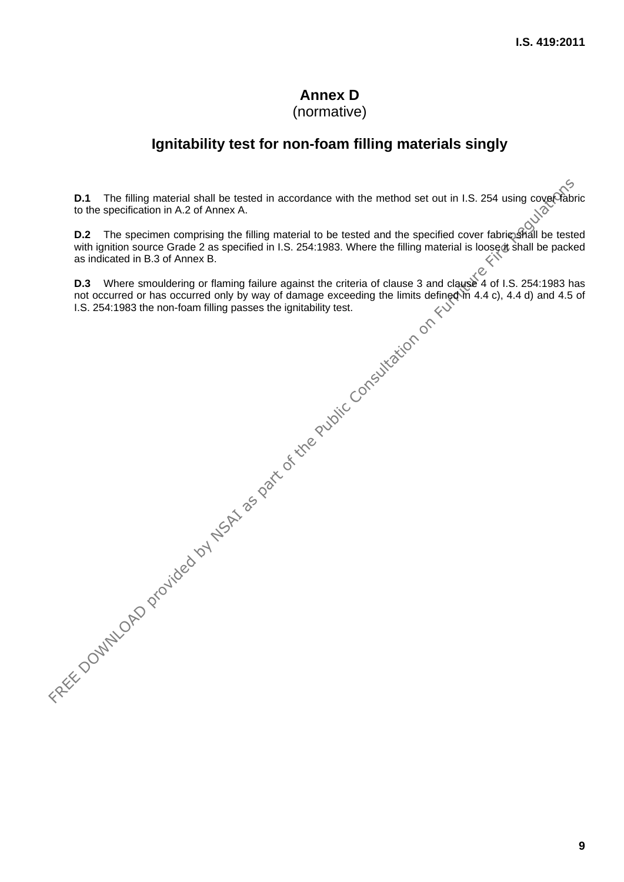# Annex D
(normative)

## Ignitability test for non-foam filling materials singly

**D.1** The filling material shall be tested in accordance with the method set out in I.S. 254 using cover fabric to the specification in A.2 of Annex A.

**D.2** The specimen comprising the filling material to be tested and the specified cover fabric shall be tested with ignition source Grade 2 as specified in I.S. 254:1983. Where the filling material is loose it shall be packed as indicated in B.3 of Annex B.

**D.3** Where smouldering or flaming failure against the criteria of clause 3 and clause 4 of I.S. 254:1983 has not occurred or has occurred only by way of damage exceeding the limits defined in 4.4 c), 4.4 d) and 4.5 of I.S. 254:1983 the non-foam filling passes the ignitability test.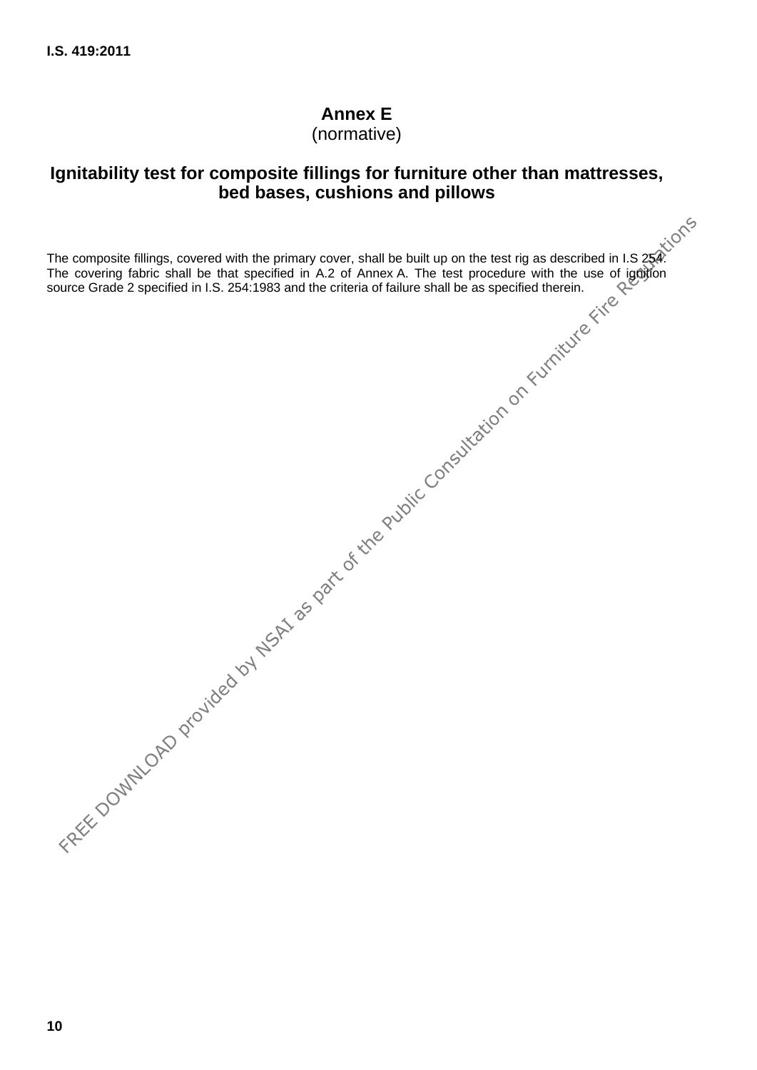# Annex E
(normative)

## Ignitability test for composite fillings for furniture other than mattresses, bed bases, cushions and pillows

The composite fillings, covered with the primary cover, shall be built up on the test rig as described in I.S 254. The covering fabric shall be that specified in A.2 of Annex A. The test procedure with the use of ignition source Grade 2 specified in I.S. 254:1983 and the criteria of failure shall be as specified therein.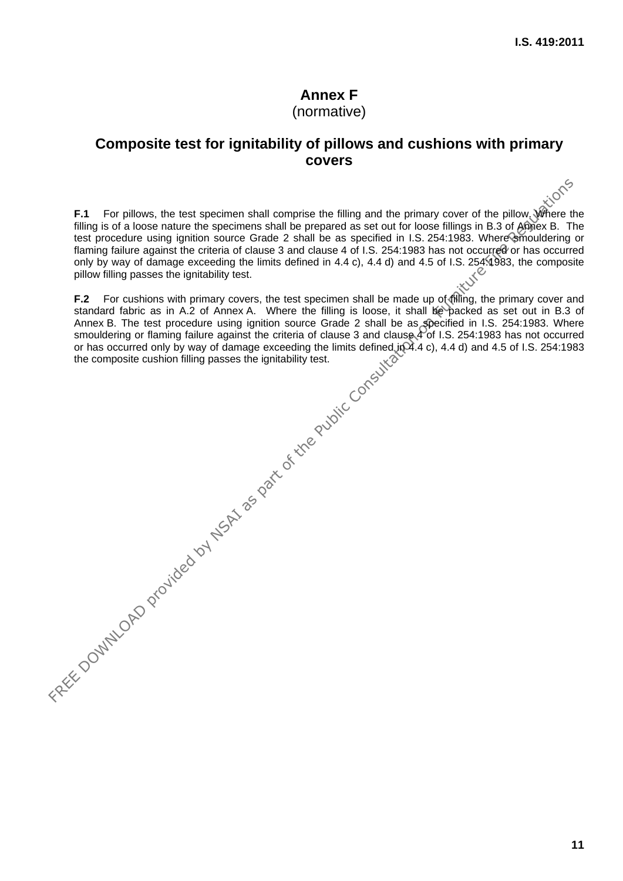# Annex F
(normative)

## Composite test for ignitability of pillows and cushions with primary covers

**F.1** For pillows, the test specimen shall comprise the filling and the primary cover of the pillow. Where the filling is of a loose nature the specimens shall be prepared as set out for loose fillings in B.3 of Annex B. The test procedure using ignition source Grade 2 shall be as specified in I.S. 254:1983. Where smouldering or flaming failure against the criteria of clause 3 and clause 4 of I.S. 254:1983 has not occurred or has occurred only by way of damage exceeding the limits defined in 4.4 c), 4.4 d) and 4.5 of I.S. 254:1983, the composite pillow filling passes the ignitability test.

**F.2** For cushions with primary covers, the test specimen shall be made up of filling, the primary cover and standard fabric as in A.2 of Annex A. Where the filling is loose, it shall be packed as set out in B.3 of Annex B. The test procedure using ignition source Grade 2 shall be as specified in I.S. 254:1983. Where smouldering or flaming failure against the criteria of clause 3 and clause 4 of I.S. 254:1983 has not occurred or has occurred only by way of damage exceeding the limits defined in 4.4 c), 4.4 d) and 4.5 of I.S. 254:1983 the composite cushion filling passes the ignitability test.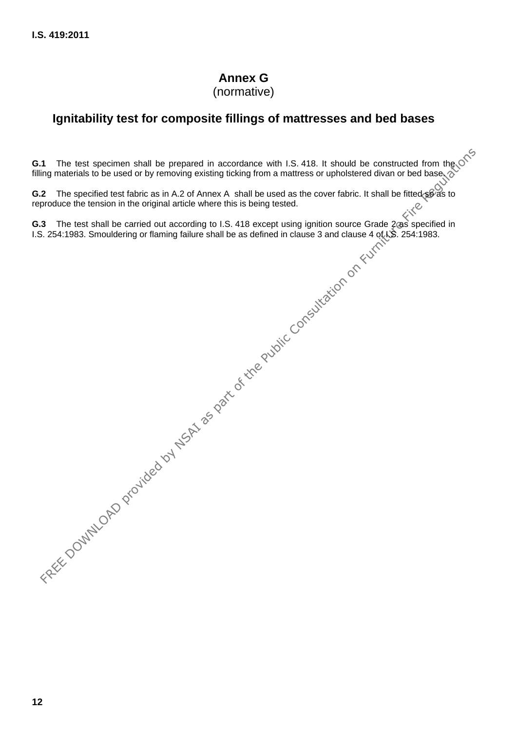# Annex G
(normative)

## Ignitability test for composite fillings of mattresses and bed bases

**G.1** The test specimen shall be prepared in accordance with I.S. 418. It should be constructed from the filling materials to be used or by removing existing ticking from a mattress or upholstered divan or bed base.

**G.2** The specified test fabric as in A.2 of Annex A shall be used as the cover fabric. It shall be fitted so as to reproduce the tension in the original article where this is being tested.

**G.3** The test shall be carried out according to I.S. 418 except using ignition source Grade 2 as specified in I.S. 254:1983. Smouldering or flaming failure shall be as defined in clause 3 and clause 4 of I.S. 254:1983.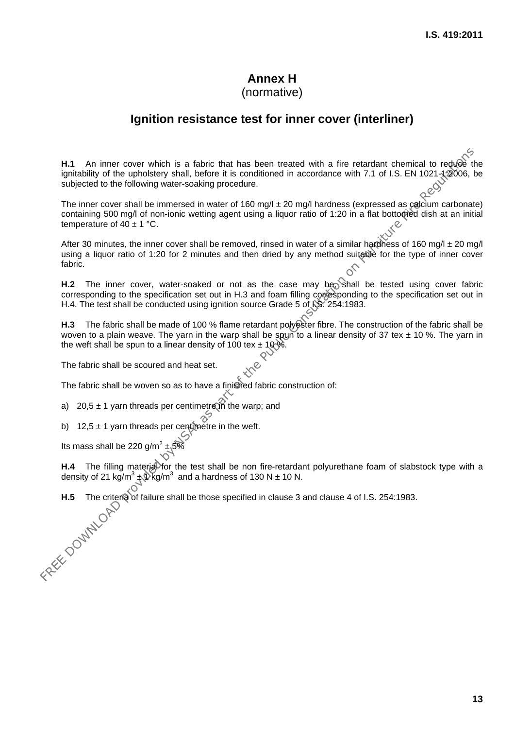# Annex H
(normative)

## Ignition resistance test for inner cover (interliner)

**H.1** An inner cover which is a fabric that has been treated with a fire retardant chemical to reduce the ignitability of the upholstery shall, before it is conditioned in accordance with 7.1 of I.S. EN 1021-1:2006, be subjected to the following water-soaking procedure.

The inner cover shall be immersed in water of 160 mg/l ± 20 mg/l hardness (expressed as calcium carbonate) containing 500 mg/l of non-ionic wetting agent using a liquor ratio of 1:20 in a flat bottomed dish at an initial temperature of 40 ± 1 °C.

After 30 minutes, the inner cover shall be removed, rinsed in water of a similar hardness of 160 mg/l ± 20 mg/l using a liquor ratio of 1:20 for 2 minutes and then dried by any method suitable for the type of inner cover fabric.

**H.2** The inner cover, water-soaked or not as the case may be, shall be tested using cover fabric corresponding to the specification set out in H.3 and foam filling corresponding to the specification set out in H.4. The test shall be conducted using ignition source Grade 5 of I.S. 254:1983.

**H.3** The fabric shall be made of 100 % flame retardant polyester fibre. The construction of the fabric shall be woven to a plain weave. The yarn in the warp shall be spun to a linear density of 37 tex ± 10 %. The yarn in the weft shall be spun to a linear density of 100 tex ± 10 %.

The fabric shall be scoured and heat set.

The fabric shall be woven so as to have a finished fabric construction of:

a) 20,5 ± 1 yarn threads per centimetre in the warp; and

b) 12,5 ± 1 yarn threads per centimetre in the weft.

Its mass shall be 220 g/m$^2$ ± 5%

**H.4** The filling material for the test shall be non fire-retardant polyurethane foam of slabstock type with a density of 21 kg/m$^3$ ± 1 kg/m$^3$ and a hardness of 130 N ± 10 N.

**H.5** The criteria of failure shall be those specified in clause 3 and clause 4 of I.S. 254:1983.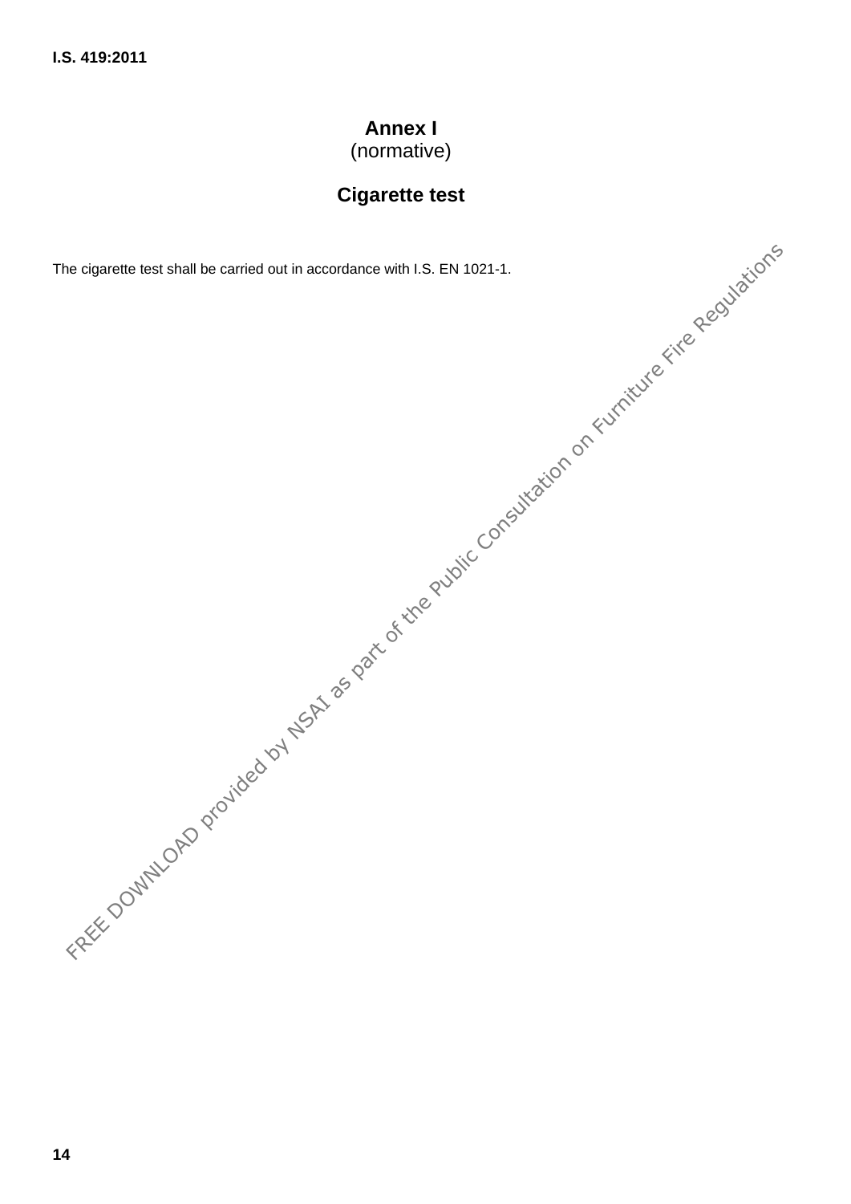# Annex I
(normative)

## Cigarette test

The cigarette test shall be carried out in accordance with I.S. EN 1021-1.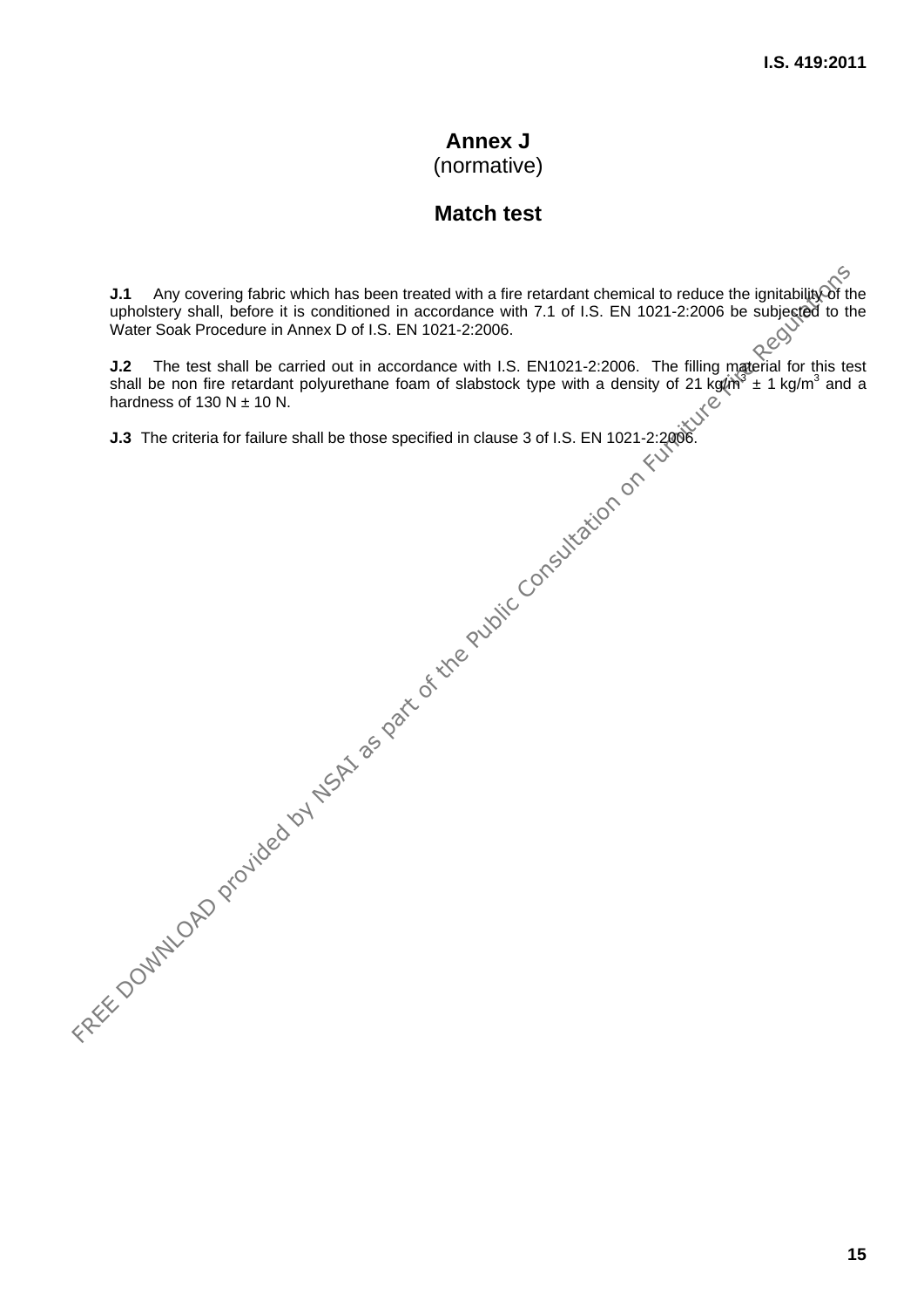# Annex J
(normative)

## Match test

**J.1** Any covering fabric which has been treated with a fire retardant chemical to reduce the ignitability of the upholstery shall, before it is conditioned in accordance with 7.1 of I.S. EN 1021-2:2006 be subjected to the Water Soak Procedure in Annex D of I.S. EN 1021-2:2006.

**J.2** The test shall be carried out in accordance with I.S. EN1021-2:2006. The filling material for this test shall be non fire retardant polyurethane foam of slabstock type with a density of 21 $kg/m^3$ ± 1 $kg/m^3$ and a hardness of 130 N ± 10 N.

**J.3** The criteria for failure shall be those specified in clause 3 of I.S. EN 1021-2:2006.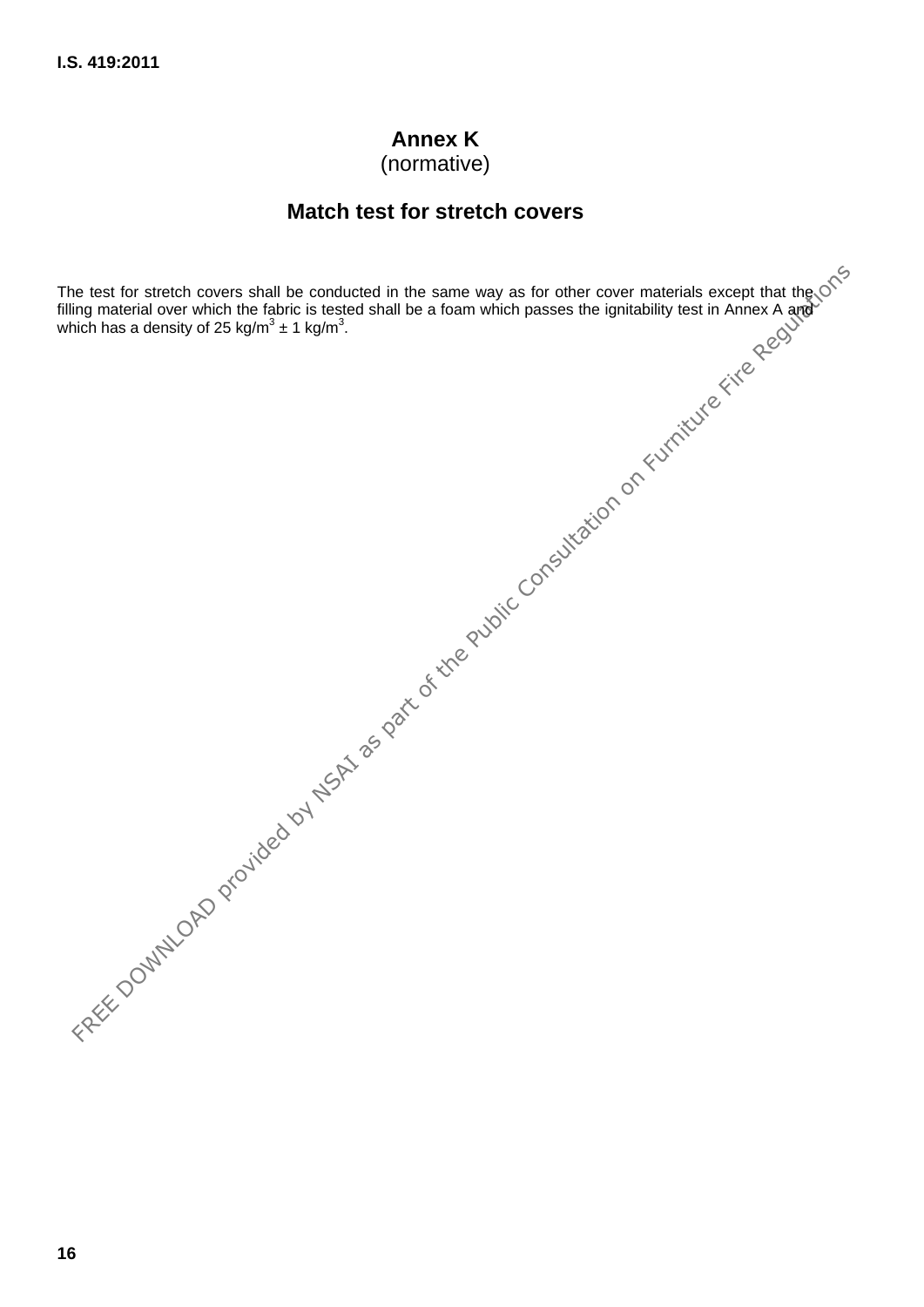# Annex K
(normative)

## Match test for stretch covers

The test for stretch covers shall be conducted in the same way as for other cover materials except that the filling material over which the fabric is tested shall be a foam which passes the ignitability test in Annex A and which has a density of 25 $kg/m^3 \pm 1$ $kg/m^3$.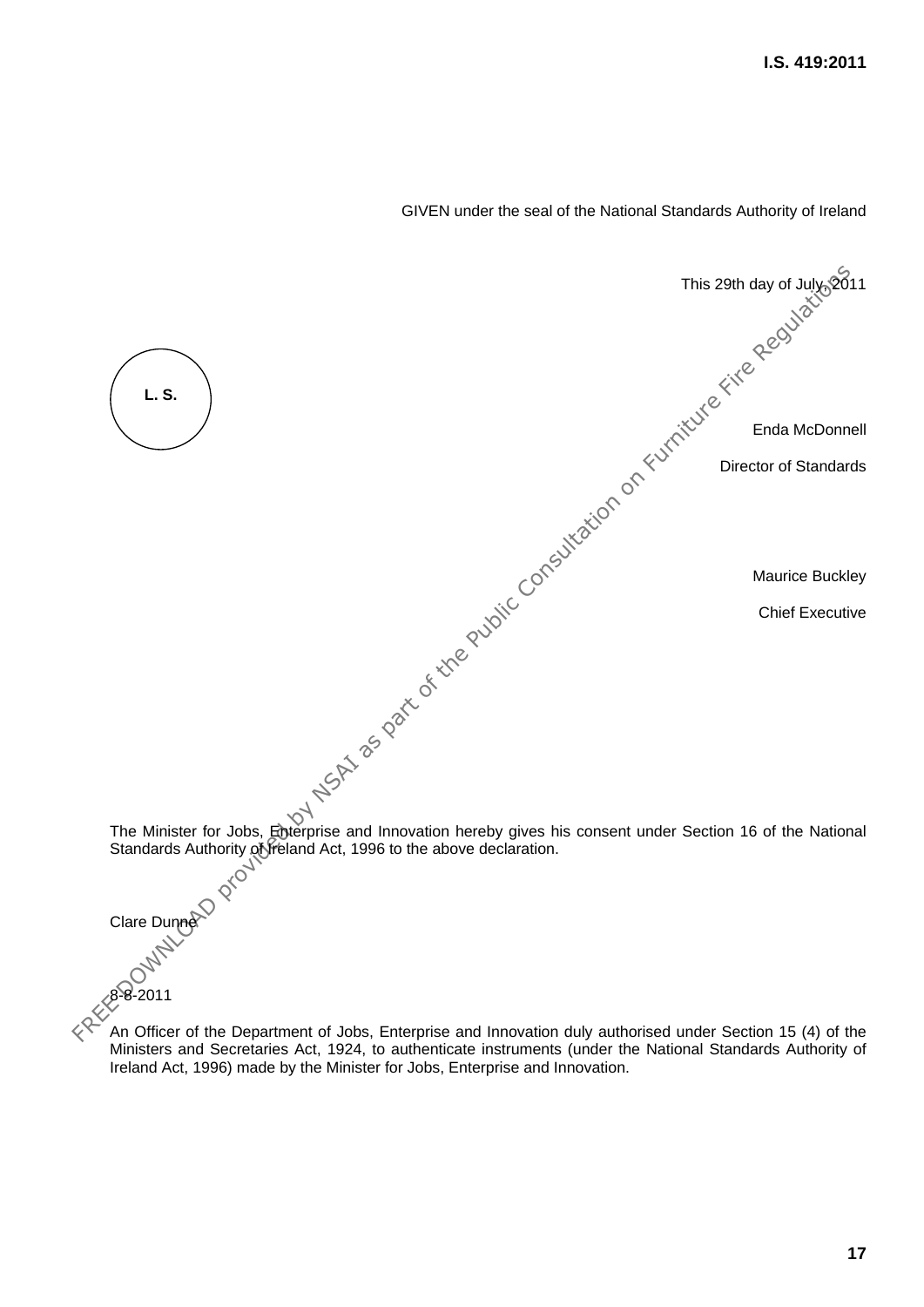GIVEN under the seal of the National Standards Authority of Ireland

This 29th day of July, 2011

L. S.

Enda McDonnell

Director of Standards

Maurice Buckley

Chief Executive

The Minister for Jobs, Enterprise and Innovation hereby gives his consent under Section 16 of the National Standards Authority of Ireland Act, 1996 to the above declaration.

Clare Dunne

8-8-2011

An Officer of the Department of Jobs, Enterprise and Innovation duly authorised under Section 15 (4) of the Ministers and Secretaries Act, 1924, to authenticate instruments (under the National Standards Authority of Ireland Act, 1996) made by the Minister for Jobs, Enterprise and Innovation.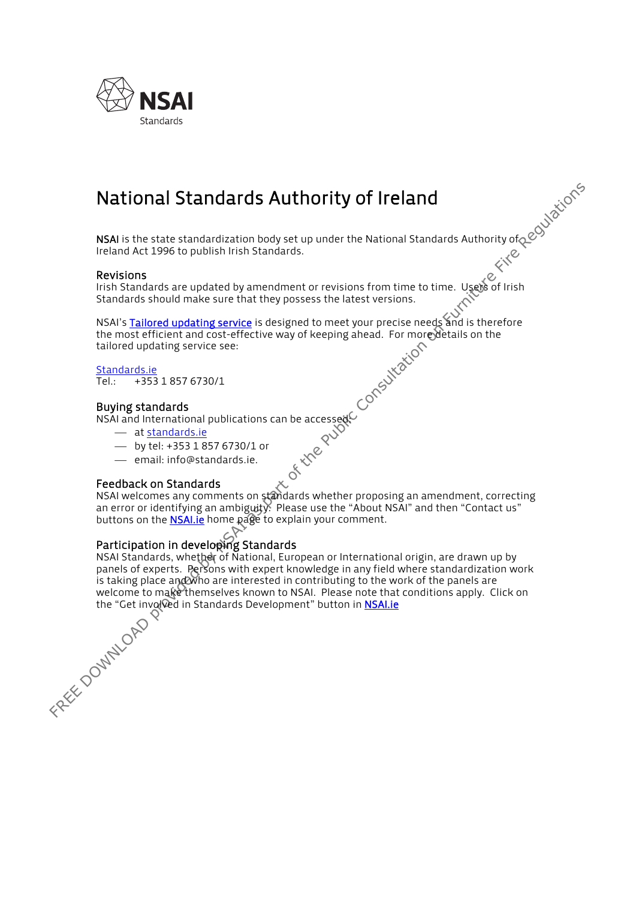NSAI

Standards

# National Standards Authority of Ireland

**NSAI** is the state standardization body set up under the National Standards Authority of Ireland Act 1996 to publish Irish Standards.

## Revisions

Irish Standards are updated by amendment or revisions from time to time. Users of Irish Standards should make sure that they possess the latest versions.

NSAI's Tailored updating service is designed to meet your precise needs and is therefore the most efficient and cost-effective way of keeping ahead. For more details on the tailored updating service see:

Standards.ie

Tel.: +353 1 857 6730/1

## Buying standards

NSAI and International publications can be accessed:

- at standards.ie
- by tel: +353 1 857 6730/1 or
- email: info@standards.ie.

## Feedback on Standards

NSAI welcomes any comments on standards whether proposing an amendment, correcting an error or identifying an ambiguity. Please use the "About NSAI" and then "Contact us" buttons on the NSAI.ie home page to explain your comment.

## Participation in developing Standards

NSAI Standards, whether of National, European or International origin, are drawn up by panels of experts. Persons with expert knowledge in any field where standardization work is taking place and who are interested in contributing to the work of the panels are welcome to make themselves known to NSAI. Please note that conditions apply. Click on the "Get involved in Standards Development" button in NSAI.ie

FREE DOWNLOAD provided by NSAI as part of the Public Consultation on Furniture Fire Regulations